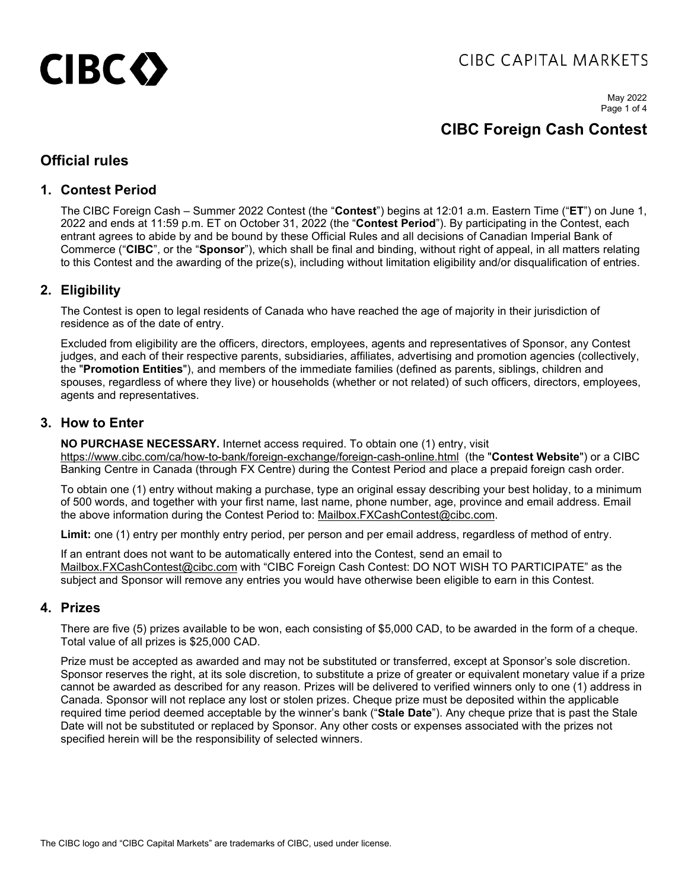CIBC CAPITAL MARKETS

May 2022

# CIBC Foreign Cash Contest

## Official rules

### 1. Contest Period

The CIBC Foreign Cash – Summer 2022 Contest (the "**Contest**") begins at 12:01 a.m. Eastern Time ("**ET**") on June 1, 2022 and ends at 11:59 p.m. ET on October 31, 2022 (the "**Contest Period**"). By participating in the Contest, each entrant agrees to abide by and be bound by these Official Rules and all decisions of Canadian Imperial Bank of Commerce ("**CIBC**", or the "**Sponsor**"), which shall be final and binding, without right of appeal, in all matters relating to this Contest and the awarding of the prize(s), including without limitation eligibility and/or disqualification of entries.

### 2. Eligibility

The Contest is open to legal residents of Canada who have reached the age of majority in their jurisdiction of residence as of the date of entry.

Excluded from eligibility are the officers, directors, employees, agents and representatives of Sponsor, any Contest judges, and each of their respective parents, subsidiaries, affiliates, advertising and promotion agencies (collectively, the "**Promotion Entities**"), and members of the immediate families (defined as parents, siblings, children and spouses, regardless of where they live) or households (whether or not related) of such officers, directors, employees, agents and representatives.

### 3. How to Enter

**NO PURCHASE NECESSARY.** Internet access required. To obtain one (1) entry, visit https://www.cibc.com/ca/how-to-bank/foreign-exchange/foreign-cash-online.html (the "**Contest Website**") or a CIBC Banking Centre in Canada (through FX Centre) during the Contest Period and place a prepaid foreign cash order.

To obtain one (1) entry without making a purchase, type an original essay describing your best holiday, to a minimum of 500 words, and together with your first name, last name, phone number, age, province and email address. Email the above information during the Contest Period to: Mailbox.FXCashContest@cibc.com.

**Limit:** one (1) entry per monthly entry period, per person and per email address, regardless of method of entry.

If an entrant does not want to be automatically entered into the Contest, send an email to Mailbox.FXCashContest@cibc.com with "CIBC Foreign Cash Contest: DO NOT WISH TO PARTICIPATE" as the subject and Sponsor will remove any entries you would have otherwise been eligible to earn in this Contest.

### 4. Prizes

There are five (5) prizes available to be won, each consisting of $5,000 CAD, to be awarded in the form of a cheque. Total value of all prizes is $25,000 CAD.

Prize must be accepted as awarded and may not be substituted or transferred, except at Sponsor's sole discretion. Sponsor reserves the right, at its sole discretion, to substitute a prize of greater or equivalent monetary value if a prize cannot be awarded as described for any reason. Prizes will be delivered to verified winners only to one (1) address in Canada. Sponsor will not replace any lost or stolen prizes. Cheque prize must be deposited within the applicable required time period deemed acceptable by the winner's bank ("**Stale Date**"). Any cheque prize that is past the Stale Date will not be substituted or replaced by Sponsor. Any other costs or expenses associated with the prizes not specified herein will be the responsibility of selected winners.

The CIBC logo and "CIBC Capital Markets" are trademarks of CIBC, used under license.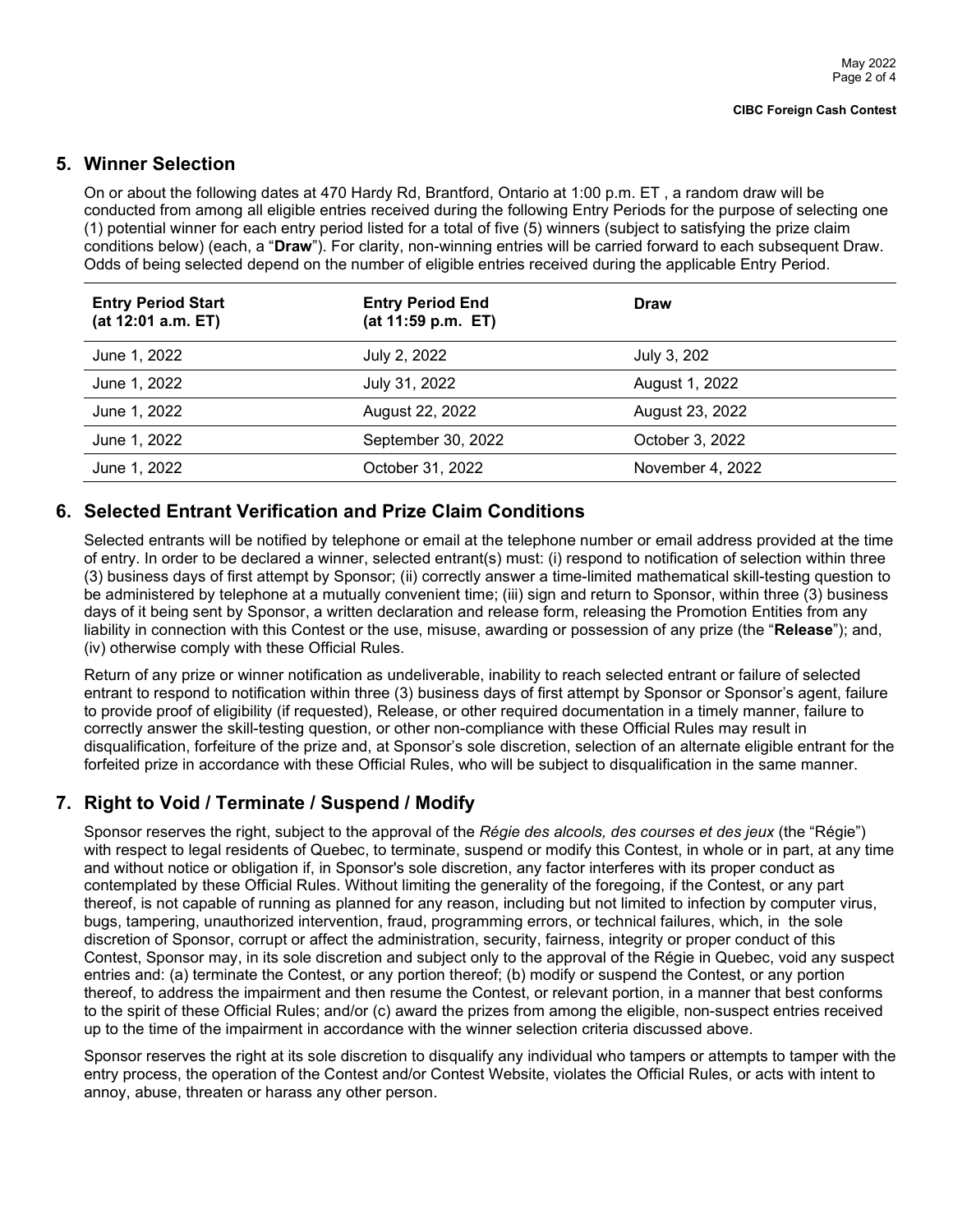## 5. Winner Selection

On or about the following dates at 470 Hardy Rd, Brantford, Ontario at 1:00 p.m. ET , a random draw will be conducted from among all eligible entries received during the following Entry Periods for the purpose of selecting one (1) potential winner for each entry period listed for a total of five (5) winners (subject to satisfying the prize claim conditions below) (each, a "**Draw**"). For clarity, non-winning entries will be carried forward to each subsequent Draw. Odds of being selected depend on the number of eligible entries received during the applicable Entry Period.

| Entry Period Start (at 12:01 a.m. ET) | Entry Period End (at 11:59 p.m. ET) | Draw |
|---|---|---|
| June 1, 2022 | July 2, 2022 | July 3, 202 |
| June 1, 2022 | July 31, 2022 | August 1, 2022 |
| June 1, 2022 | August 22, 2022 | August 23, 2022 |
| June 1, 2022 | September 30, 2022 | October 3, 2022 |
| June 1, 2022 | October 31, 2022 | November 4, 2022 |

## 6. Selected Entrant Verification and Prize Claim Conditions

Selected entrants will be notified by telephone or email at the telephone number or email address provided at the time of entry. In order to be declared a winner, selected entrant(s) must: (i) respond to notification of selection within three (3) business days of first attempt by Sponsor; (ii) correctly answer a time-limited mathematical skill-testing question to be administered by telephone at a mutually convenient time; (iii) sign and return to Sponsor, within three (3) business days of it being sent by Sponsor, a written declaration and release form, releasing the Promotion Entities from any liability in connection with this Contest or the use, misuse, awarding or possession of any prize (the "**Release**"); and, (iv) otherwise comply with these Official Rules.

Return of any prize or winner notification as undeliverable, inability to reach selected entrant or failure of selected entrant to respond to notification within three (3) business days of first attempt by Sponsor or Sponsor's agent, failure to provide proof of eligibility (if requested), Release, or other required documentation in a timely manner, failure to correctly answer the skill-testing question, or other non-compliance with these Official Rules may result in disqualification, forfeiture of the prize and, at Sponsor's sole discretion, selection of an alternate eligible entrant for the forfeited prize in accordance with these Official Rules, who will be subject to disqualification in the same manner.

## 7. Right to Void / Terminate / Suspend / Modify

Sponsor reserves the right, subject to the approval of the *Régie des alcools, des courses et des jeux* (the "Régie") with respect to legal residents of Quebec, to terminate, suspend or modify this Contest, in whole or in part, at any time and without notice or obligation if, in Sponsor's sole discretion, any factor interferes with its proper conduct as contemplated by these Official Rules. Without limiting the generality of the foregoing, if the Contest, or any part thereof, is not capable of running as planned for any reason, including but not limited to infection by computer virus, bugs, tampering, unauthorized intervention, fraud, programming errors, or technical failures, which, in the sole discretion of Sponsor, corrupt or affect the administration, security, fairness, integrity or proper conduct of this Contest, Sponsor may, in its sole discretion and subject only to the approval of the Régie in Quebec, void any suspect entries and: (a) terminate the Contest, or any portion thereof; (b) modify or suspend the Contest, or any portion thereof, to address the impairment and then resume the Contest, or relevant portion, in a manner that best conforms to the spirit of these Official Rules; and/or (c) award the prizes from among the eligible, non-suspect entries received up to the time of the impairment in accordance with the winner selection criteria discussed above.

Sponsor reserves the right at its sole discretion to disqualify any individual who tampers or attempts to tamper with the entry process, the operation of the Contest and/or Contest Website, violates the Official Rules, or acts with intent to annoy, abuse, threaten or harass any other person.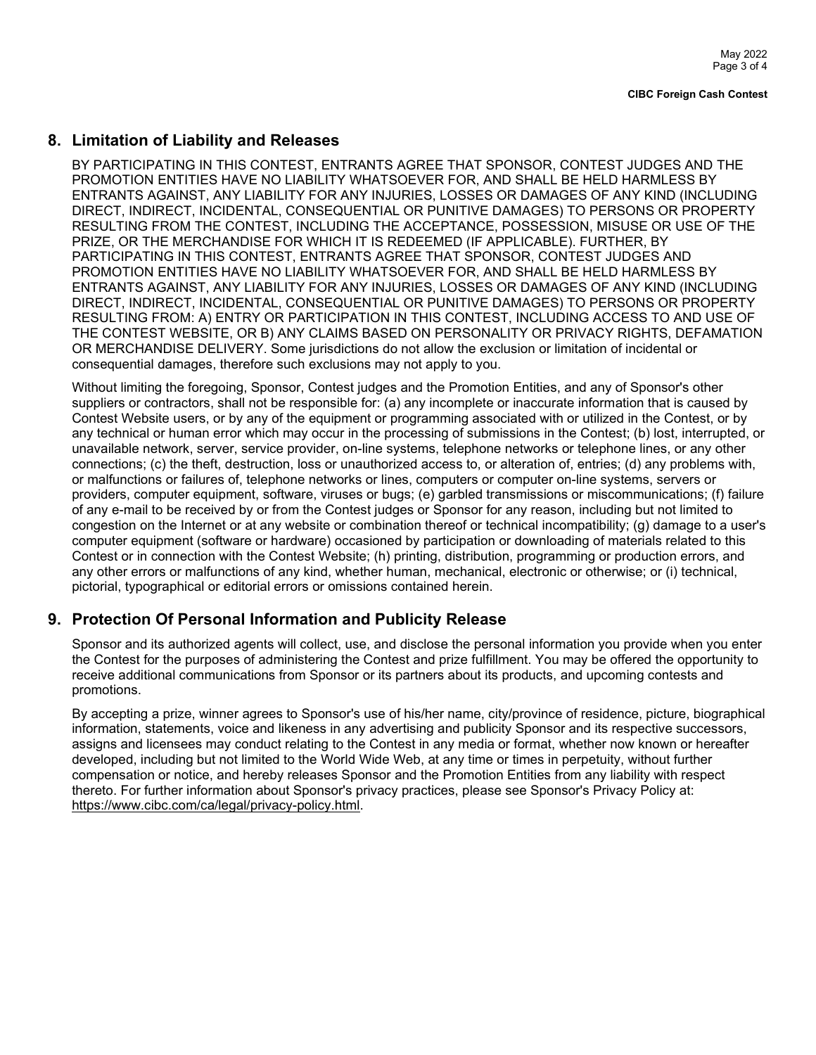## 8. Limitation of Liability and Releases

BY PARTICIPATING IN THIS CONTEST, ENTRANTS AGREE THAT SPONSOR, CONTEST JUDGES AND THE PROMOTION ENTITIES HAVE NO LIABILITY WHATSOEVER FOR, AND SHALL BE HELD HARMLESS BY ENTRANTS AGAINST, ANY LIABILITY FOR ANY INJURIES, LOSSES OR DAMAGES OF ANY KIND (INCLUDING DIRECT, INDIRECT, INCIDENTAL, CONSEQUENTIAL OR PUNITIVE DAMAGES) TO PERSONS OR PROPERTY RESULTING FROM THE CONTEST, INCLUDING THE ACCEPTANCE, POSSESSION, MISUSE OR USE OF THE PRIZE, OR THE MERCHANDISE FOR WHICH IT IS REDEEMED (IF APPLICABLE). FURTHER, BY PARTICIPATING IN THIS CONTEST, ENTRANTS AGREE THAT SPONSOR, CONTEST JUDGES AND PROMOTION ENTITIES HAVE NO LIABILITY WHATSOEVER FOR, AND SHALL BE HELD HARMLESS BY ENTRANTS AGAINST, ANY LIABILITY FOR ANY INJURIES, LOSSES OR DAMAGES OF ANY KIND (INCLUDING DIRECT, INDIRECT, INCIDENTAL, CONSEQUENTIAL OR PUNITIVE DAMAGES) TO PERSONS OR PROPERTY RESULTING FROM: A) ENTRY OR PARTICIPATION IN THIS CONTEST, INCLUDING ACCESS TO AND USE OF THE CONTEST WEBSITE, OR B) ANY CLAIMS BASED ON PERSONALITY OR PRIVACY RIGHTS, DEFAMATION OR MERCHANDISE DELIVERY. Some jurisdictions do not allow the exclusion or limitation of incidental or consequential damages, therefore such exclusions may not apply to you.

Without limiting the foregoing, Sponsor, Contest judges and the Promotion Entities, and any of Sponsor's other suppliers or contractors, shall not be responsible for: (a) any incomplete or inaccurate information that is caused by Contest Website users, or by any of the equipment or programming associated with or utilized in the Contest, or by any technical or human error which may occur in the processing of submissions in the Contest; (b) lost, interrupted, or unavailable network, server, service provider, on-line systems, telephone networks or telephone lines, or any other connections; (c) the theft, destruction, loss or unauthorized access to, or alteration of, entries; (d) any problems with, or malfunctions or failures of, telephone networks or lines, computers or computer on-line systems, servers or providers, computer equipment, software, viruses or bugs; (e) garbled transmissions or miscommunications; (f) failure of any e-mail to be received by or from the Contest judges or Sponsor for any reason, including but not limited to congestion on the Internet or at any website or combination thereof or technical incompatibility; (g) damage to a user's computer equipment (software or hardware) occasioned by participation or downloading of materials related to this Contest or in connection with the Contest Website; (h) printing, distribution, programming or production errors, and any other errors or malfunctions of any kind, whether human, mechanical, electronic or otherwise; or (i) technical, pictorial, typographical or editorial errors or omissions contained herein.

## 9. Protection Of Personal Information and Publicity Release

Sponsor and its authorized agents will collect, use, and disclose the personal information you provide when you enter the Contest for the purposes of administering the Contest and prize fulfillment. You may be offered the opportunity to receive additional communications from Sponsor or its partners about its products, and upcoming contests and promotions.

By accepting a prize, winner agrees to Sponsor's use of his/her name, city/province of residence, picture, biographical information, statements, voice and likeness in any advertising and publicity Sponsor and its respective successors, assigns and licensees may conduct relating to the Contest in any media or format, whether now known or hereafter developed, including but not limited to the World Wide Web, at any time or times in perpetuity, without further compensation or notice, and hereby releases Sponsor and the Promotion Entities from any liability with respect thereto. For further information about Sponsor's privacy practices, please see Sponsor's Privacy Policy at: https://www.cibc.com/ca/legal/privacy-policy.html.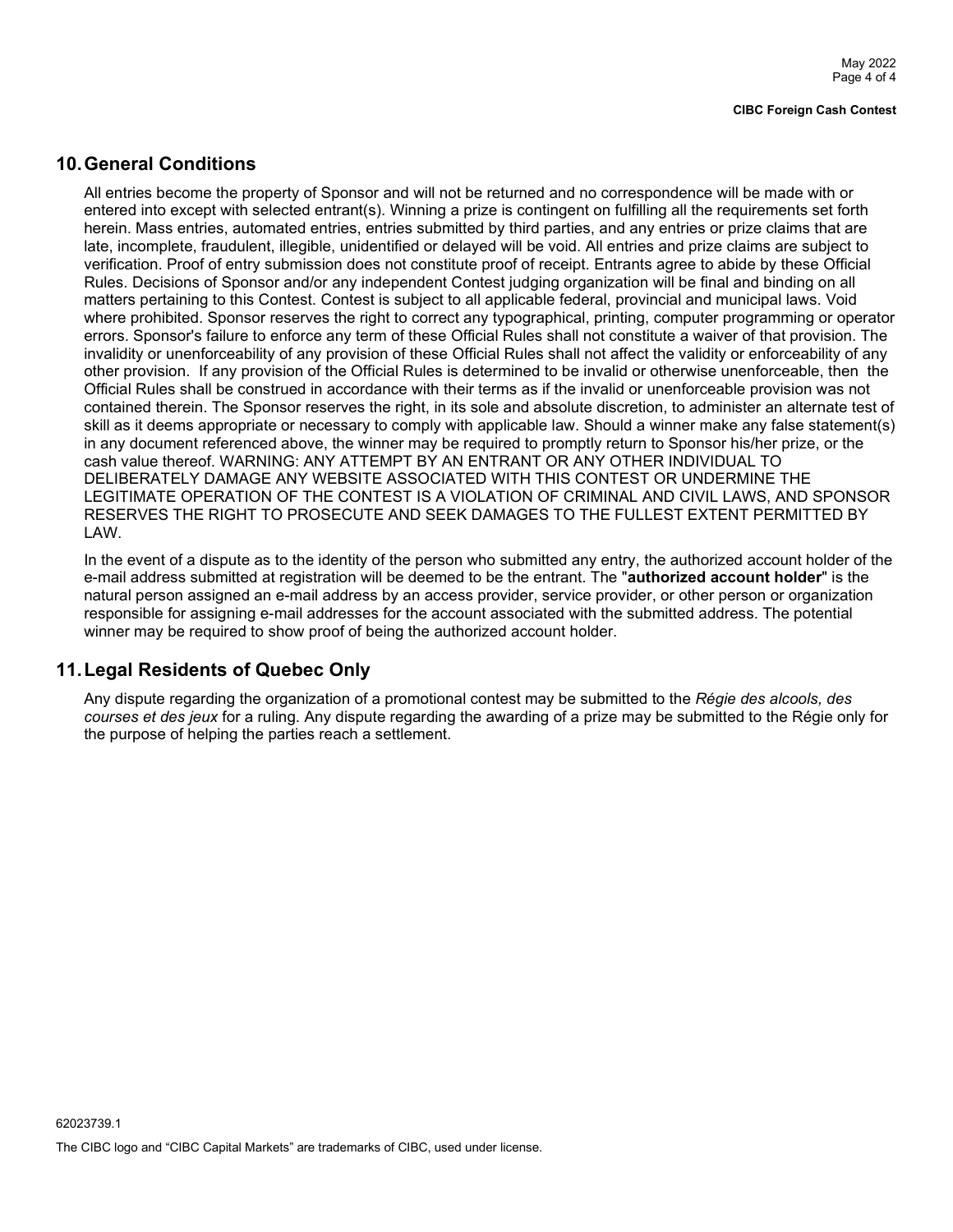## 10. General Conditions

All entries become the property of Sponsor and will not be returned and no correspondence will be made with or entered into except with selected entrant(s). Winning a prize is contingent on fulfilling all the requirements set forth herein. Mass entries, automated entries, entries submitted by third parties, and any entries or prize claims that are late, incomplete, fraudulent, illegible, unidentified or delayed will be void. All entries and prize claims are subject to verification. Proof of entry submission does not constitute proof of receipt. Entrants agree to abide by these Official Rules. Decisions of Sponsor and/or any independent Contest judging organization will be final and binding on all matters pertaining to this Contest. Contest is subject to all applicable federal, provincial and municipal laws. Void where prohibited. Sponsor reserves the right to correct any typographical, printing, computer programming or operator errors. Sponsor's failure to enforce any term of these Official Rules shall not constitute a waiver of that provision. The invalidity or unenforceability of any provision of these Official Rules shall not affect the validity or enforceability of any other provision. If any provision of the Official Rules is determined to be invalid or otherwise unenforceable, then the Official Rules shall be construed in accordance with their terms as if the invalid or unenforceable provision was not contained therein. The Sponsor reserves the right, in its sole and absolute discretion, to administer an alternate test of skill as it deems appropriate or necessary to comply with applicable law. Should a winner make any false statement(s) in any document referenced above, the winner may be required to promptly return to Sponsor his/her prize, or the cash value thereof. WARNING: ANY ATTEMPT BY AN ENTRANT OR ANY OTHER INDIVIDUAL TO DELIBERATELY DAMAGE ANY WEBSITE ASSOCIATED WITH THIS CONTEST OR UNDERMINE THE LEGITIMATE OPERATION OF THE CONTEST IS A VIOLATION OF CRIMINAL AND CIVIL LAWS, AND SPONSOR RESERVES THE RIGHT TO PROSECUTE AND SEEK DAMAGES TO THE FULLEST EXTENT PERMITTED BY LAW.

In the event of a dispute as to the identity of the person who submitted any entry, the authorized account holder of the e-mail address submitted at registration will be deemed to be the entrant. The "**authorized account holder**" is the natural person assigned an e-mail address by an access provider, service provider, or other person or organization responsible for assigning e-mail addresses for the account associated with the submitted address. The potential winner may be required to show proof of being the authorized account holder.

## 11. Legal Residents of Quebec Only

Any dispute regarding the organization of a promotional contest may be submitted to the *Régie des alcools, des courses et des jeux* for a ruling. Any dispute regarding the awarding of a prize may be submitted to the Régie only for the purpose of helping the parties reach a settlement.

62023739.1

The CIBC logo and "CIBC Capital Markets" are trademarks of CIBC, used under license.